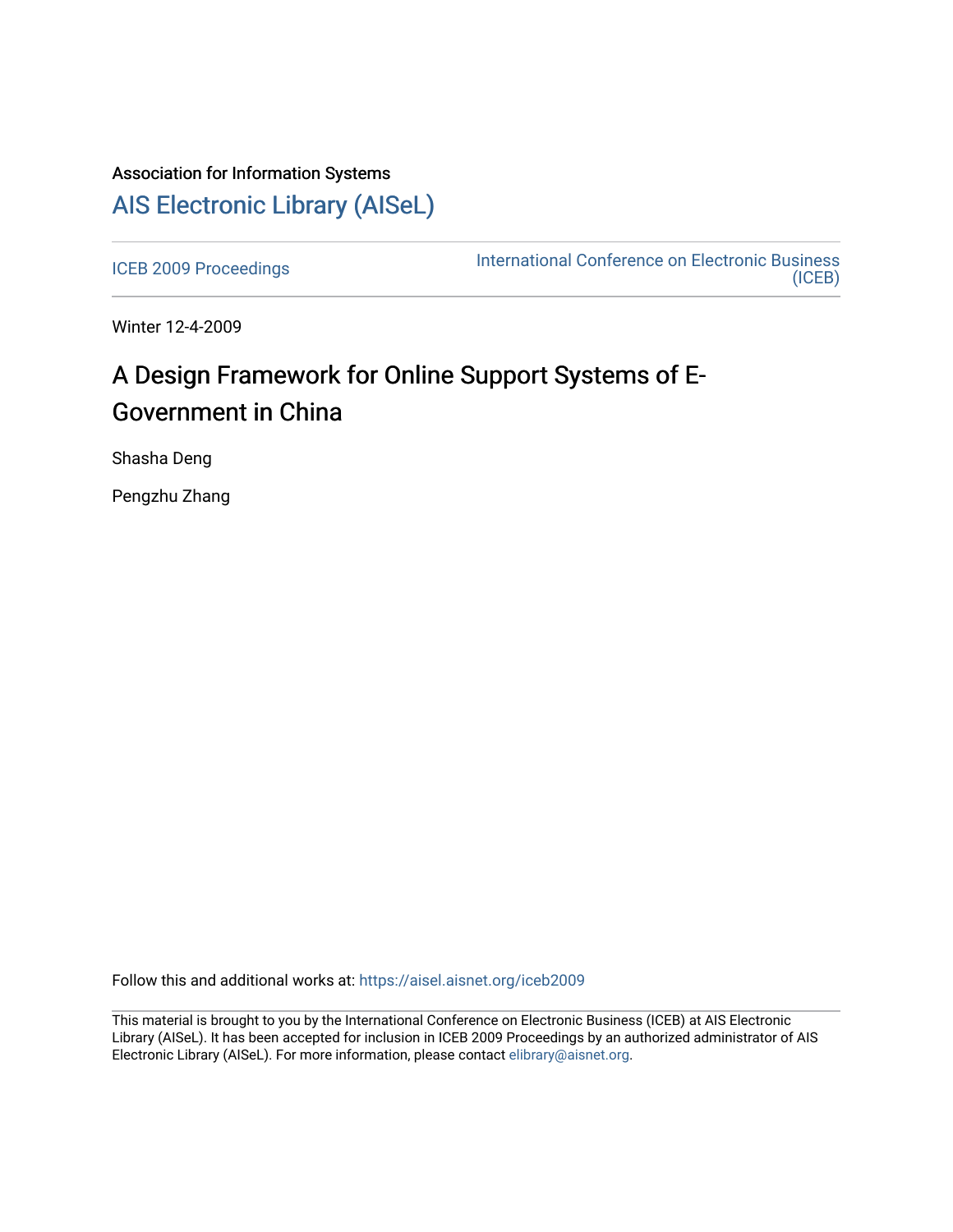Association for Information Systems

# AIS Electronic Library (AISeL)

ICEB 2009 Proceedings

International Conference on Electronic Business (ICEB)

Winter 12-4-2009

# A Design Framework for Online Support Systems of E-Government in China

Shasha Deng

Pengzhu Zhang

Follow this and additional works at: https://aisel.aisnet.org/iceb2009

This material is brought to you by the International Conference on Electronic Business (ICEB) at AIS Electronic Library (AISeL). It has been accepted for inclusion in ICEB 2009 Proceedings by an authorized administrator of AIS Electronic Library (AISeL). For more information, please contact elibrary@aisnet.org.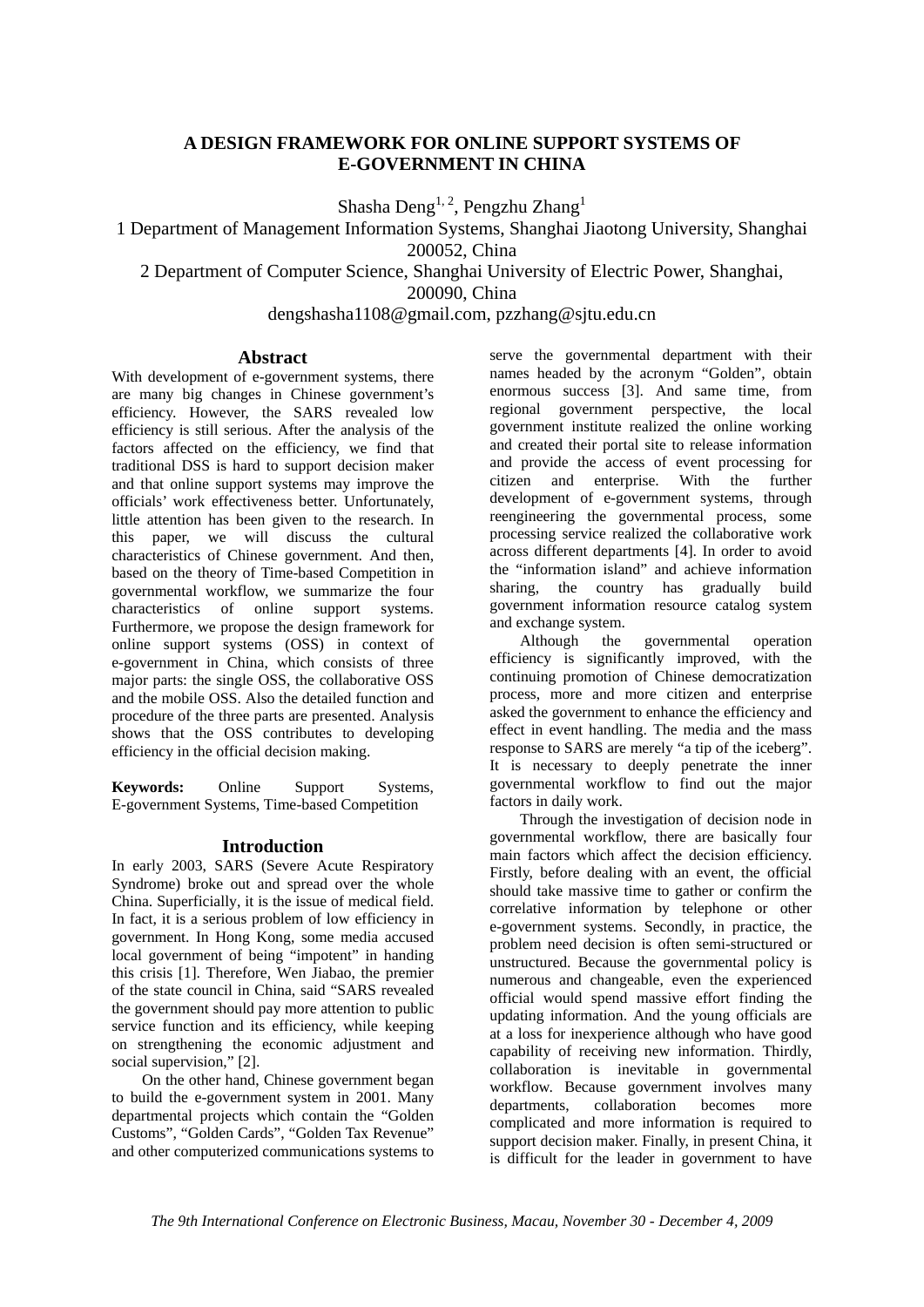# A DESIGN FRAMEWORK FOR ONLINE SUPPORT SYSTEMS OF E-GOVERNMENT IN CHINA

Shasha Deng[1, 2], Pengzhu Zhang[1]

1 Department of Management Information Systems, Shanghai Jiaotong University, Shanghai 200052, China

2 Department of Computer Science, Shanghai University of Electric Power, Shanghai, 200090, China

dengshasha1108@gmail.com, pzzhang@sjtu.edu.cn

## Abstract

With development of e-government systems, there are many big changes in Chinese government's efficiency. However, the SARS revealed low efficiency is still serious. After the analysis of the factors affected on the efficiency, we find that traditional DSS is hard to support decision maker and that online support systems may improve the officials' work effectiveness better. Unfortunately, little attention has been given to the research. In this paper, we will discuss the cultural characteristics of Chinese government. And then, based on the theory of Time-based Competition in governmental workflow, we summarize the four characteristics of online support systems. Furthermore, we propose the design framework for online support systems (OSS) in context of e-government in China, which consists of three major parts: the single OSS, the collaborative OSS and the mobile OSS. Also the detailed function and procedure of the three parts are presented. Analysis shows that the OSS contributes to developing efficiency in the official decision making.

**Keywords:** Online Support Systems, E-government Systems, Time-based Competition

## Introduction

In early 2003, SARS (Severe Acute Respiratory Syndrome) broke out and spread over the whole China. Superficially, it is the issue of medical field. In fact, it is a serious problem of low efficiency in government. In Hong Kong, some media accused local government of being "impotent" in handing this crisis [1]. Therefore, Wen Jiabao, the premier of the state council in China, said "SARS revealed the government should pay more attention to public service function and its efficiency, while keeping on strengthening the economic adjustment and social supervision," [2].

On the other hand, Chinese government began to build the e-government system in 2001. Many departmental projects which contain the "Golden Customs", "Golden Cards", "Golden Tax Revenue" and other computerized communications systems to serve the governmental department with their names headed by the acronym "Golden", obtain enormous success [3]. And same time, from regional government perspective, the local government institute realized the online working and created their portal site to release information and provide the access of event processing for citizen and enterprise. With the further development of e-government systems, through reengineering the governmental process, some processing service realized the collaborative work across different departments [4]. In order to avoid the "information island" and achieve information sharing, the country has gradually build government information resource catalog system and exchange system.

Although the governmental operation efficiency is significantly improved, with the continuing promotion of Chinese democratization process, more and more citizen and enterprise asked the government to enhance the efficiency and effect in event handling. The media and the mass response to SARS are merely "a tip of the iceberg". It is necessary to deeply penetrate the inner governmental workflow to find out the major factors in daily work.

Through the investigation of decision node in governmental workflow, there are basically four main factors which affect the decision efficiency. Firstly, before dealing with an event, the official should take massive time to gather or confirm the correlative information by telephone or other e-government systems. Secondly, in practice, the problem need decision is often semi-structured or unstructured. Because the governmental policy is numerous and changeable, even the experienced official would spend massive effort finding the updating information. And the young officials are at a loss for inexperience although who have good capability of receiving new information. Thirdly, collaboration is inevitable in governmental workflow. Because government involves many departments, collaboration becomes more complicated and more information is required to support decision maker. Finally, in present China, it is difficult for the leader in government to have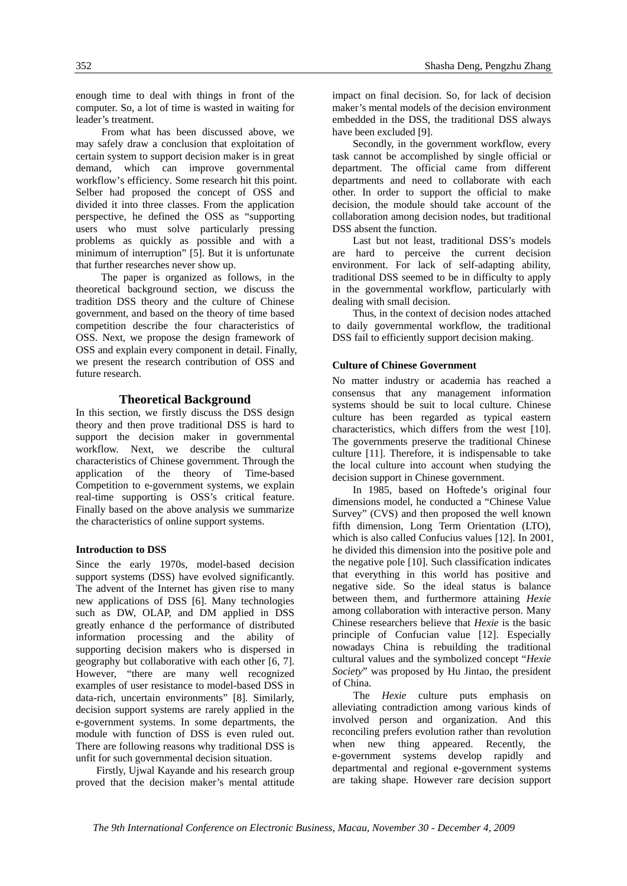enough time to deal with things in front of the computer. So, a lot of time is wasted in waiting for leader's treatment.

From what has been discussed above, we may safely draw a conclusion that exploitation of certain system to support decision maker is in great demand, which can improve governmental workflow's efficiency. Some research hit this point. Selber had proposed the concept of OSS and divided it into three classes. From the application perspective, he defined the OSS as "supporting users who must solve particularly pressing problems as quickly as possible and with a minimum of interruption" [5]. But it is unfortunate that further researches never show up.

The paper is organized as follows, in the theoretical background section, we discuss the tradition DSS theory and the culture of Chinese government, and based on the theory of time based competition describe the four characteristics of OSS. Next, we propose the design framework of OSS and explain every component in detail. Finally, we present the research contribution of OSS and future research.

## Theoretical Background

In this section, we firstly discuss the DSS design theory and then prove traditional DSS is hard to support the decision maker in governmental workflow. Next, we describe the cultural characteristics of Chinese government. Through the application of the theory of Time-based Competition to e-government systems, we explain real-time supporting is OSS's critical feature. Finally based on the above analysis we summarize the characteristics of online support systems.

### Introduction to DSS

Since the early 1970s, model-based decision support systems (DSS) have evolved significantly. The advent of the Internet has given rise to many new applications of DSS [6]. Many technologies such as DW, OLAP, and DM applied in DSS greatly enhance d the performance of distributed information processing and the ability of supporting decision makers who is dispersed in geography but collaborative with each other [6, 7]. However, "there are many well recognized examples of user resistance to model-based DSS in data-rich, uncertain environments" [8]. Similarly, decision support systems are rarely applied in the e-government systems. In some departments, the module with function of DSS is even ruled out. There are following reasons why traditional DSS is unfit for such governmental decision situation.

Firstly, Ujwal Kayande and his research group proved that the decision maker's mental attitude impact on final decision. So, for lack of decision maker's mental models of the decision environment embedded in the DSS, the traditional DSS always have been excluded [9].

Secondly, in the government workflow, every task cannot be accomplished by single official or department. The official came from different departments and need to collaborate with each other. In order to support the official to make decision, the module should take account of the collaboration among decision nodes, but traditional DSS absent the function.

Last but not least, traditional DSS's models are hard to perceive the current decision environment. For lack of self-adapting ability, traditional DSS seemed to be in difficulty to apply in the governmental workflow, particularly with dealing with small decision.

Thus, in the context of decision nodes attached to daily governmental workflow, the traditional DSS fail to efficiently support decision making.

### Culture of Chinese Government

No matter industry or academia has reached a consensus that any management information systems should be suit to local culture. Chinese culture has been regarded as typical eastern characteristics, which differs from the west [10]. The governments preserve the traditional Chinese culture [11]. Therefore, it is indispensable to take the local culture into account when studying the decision support in Chinese government.

In 1985, based on Hoftede's original four dimensions model, he conducted a "Chinese Value Survey" (CVS) and then proposed the well known fifth dimension, Long Term Orientation (LTO), which is also called Confucius values [12]. In 2001, he divided this dimension into the positive pole and the negative pole [10]. Such classification indicates that everything in this world has positive and negative side. So the ideal status is balance between them, and furthermore attaining *Hexie* among collaboration with interactive person. Many Chinese researchers believe that *Hexie* is the basic principle of Confucian value [12]. Especially nowadays China is rebuilding the traditional cultural values and the symbolized concept "*Hexie Society*" was proposed by Hu Jintao, the president of China.

The *Hexie* culture puts emphasis on alleviating contradiction among various kinds of involved person and organization. And this reconciling prefers evolution rather than revolution when new thing appeared. Recently, the e-government systems develop rapidly and departmental and regional e-government systems are taking shape. However rare decision support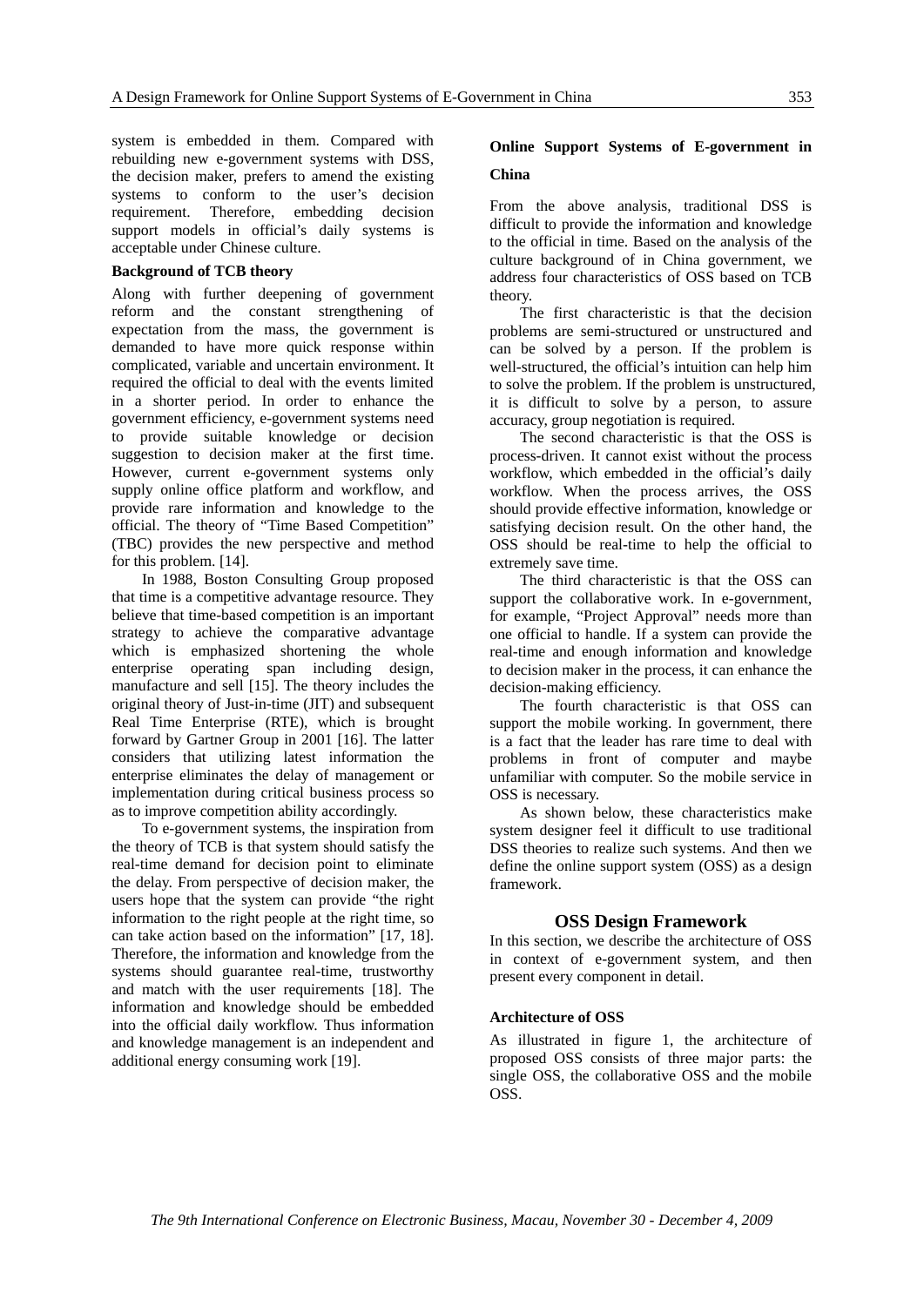system is embedded in them. Compared with rebuilding new e-government systems with DSS, the decision maker, prefers to amend the existing systems to conform to the user's decision requirement. Therefore, embedding decision support models in official's daily systems is acceptable under Chinese culture.

### Background of TCB theory

Along with further deepening of government reform and the constant strengthening of expectation from the mass, the government is demanded to have more quick response within complicated, variable and uncertain environment. It required the official to deal with the events limited in a shorter period. In order to enhance the government efficiency, e-government systems need to provide suitable knowledge or decision suggestion to decision maker at the first time. However, current e-government systems only supply online office platform and workflow, and provide rare information and knowledge to the official. The theory of "Time Based Competition" (TBC) provides the new perspective and method for this problem. [14].

In 1988, Boston Consulting Group proposed that time is a competitive advantage resource. They believe that time-based competition is an important strategy to achieve the comparative advantage which is emphasized shortening the whole enterprise operating span including design, manufacture and sell [15]. The theory includes the original theory of Just-in-time (JIT) and subsequent Real Time Enterprise (RTE), which is brought forward by Gartner Group in 2001 [16]. The latter considers that utilizing latest information the enterprise eliminates the delay of management or implementation during critical business process so as to improve competition ability accordingly.

To e-government systems, the inspiration from the theory of TCB is that system should satisfy the real-time demand for decision point to eliminate the delay. From perspective of decision maker, the users hope that the system can provide "the right information to the right people at the right time, so can take action based on the information" [17, 18]. Therefore, the information and knowledge from the systems should guarantee real-time, trustworthy and match with the user requirements [18]. The information and knowledge should be embedded into the official daily workflow. Thus information and knowledge management is an independent and additional energy consuming work [19].

### Online Support Systems of E-government in China

From the above analysis, traditional DSS is difficult to provide the information and knowledge to the official in time. Based on the analysis of the culture background of in China government, we address four characteristics of OSS based on TCB theory.

The first characteristic is that the decision problems are semi-structured or unstructured and can be solved by a person. If the problem is well-structured, the official's intuition can help him to solve the problem. If the problem is unstructured, it is difficult to solve by a person, to assure accuracy, group negotiation is required.

The second characteristic is that the OSS is process-driven. It cannot exist without the process workflow, which embedded in the official's daily workflow. When the process arrives, the OSS should provide effective information, knowledge or satisfying decision result. On the other hand, the OSS should be real-time to help the official to extremely save time.

The third characteristic is that the OSS can support the collaborative work. In e-government, for example, "Project Approval" needs more than one official to handle. If a system can provide the real-time and enough information and knowledge to decision maker in the process, it can enhance the decision-making efficiency.

The fourth characteristic is that OSS can support the mobile working. In government, there is a fact that the leader has rare time to deal with problems in front of computer and maybe unfamiliar with computer. So the mobile service in OSS is necessary.

As shown below, these characteristics make system designer feel it difficult to use traditional DSS theories to realize such systems. And then we define the online support system (OSS) as a design framework.

## OSS Design Framework

In this section, we describe the architecture of OSS in context of e-government system, and then present every component in detail.

### Architecture of OSS

As illustrated in figure 1, the architecture of proposed OSS consists of three major parts: the single OSS, the collaborative OSS and the mobile OSS.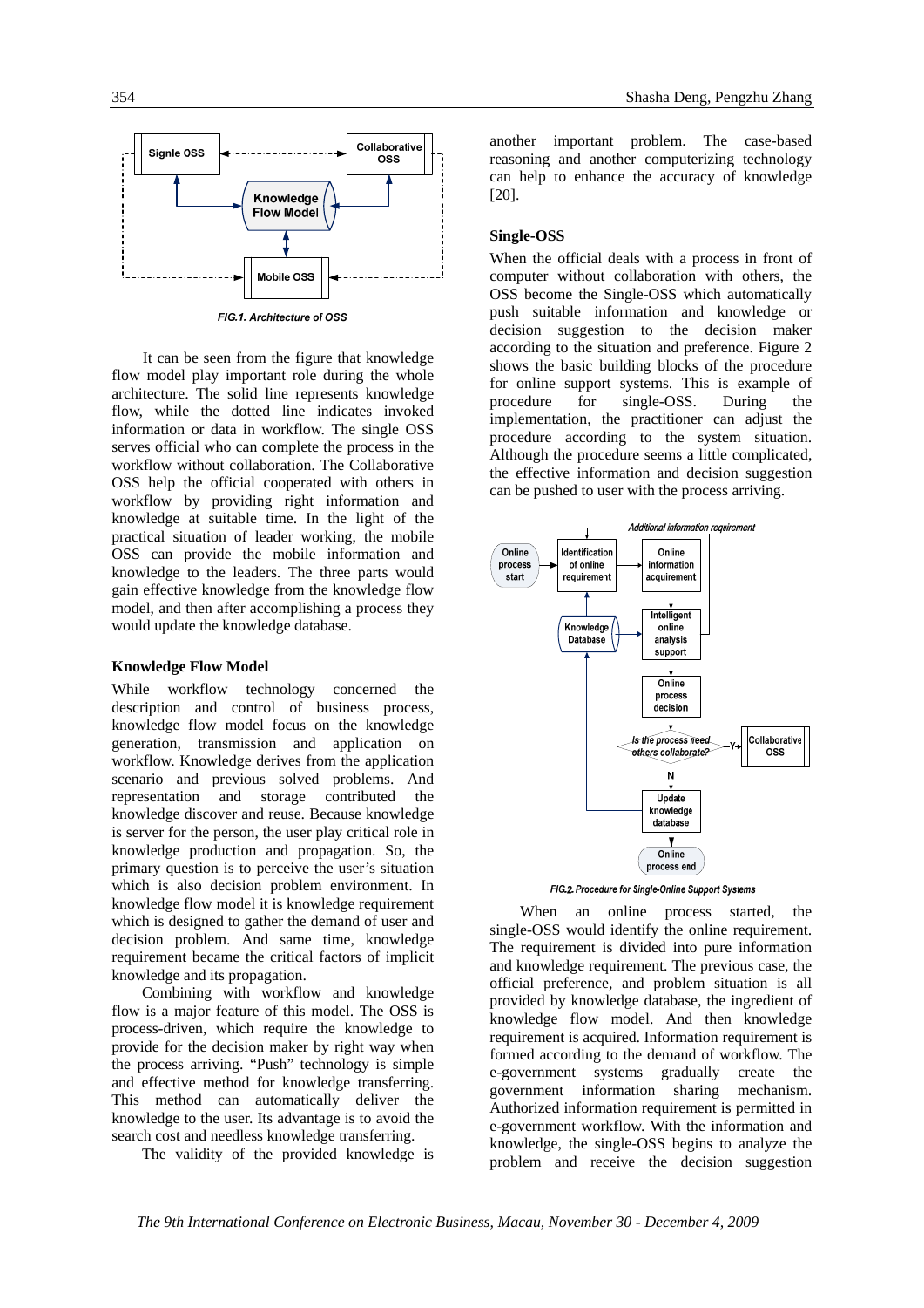FIG.1. Architecture of OSS

It can be seen from the figure that knowledge flow model play important role during the whole architecture. The solid line represents knowledge flow, while the dotted line indicates invoked information or data in workflow. The single OSS serves official who can complete the process in the workflow without collaboration. The Collaborative OSS help the official cooperated with others in workflow by providing right information and knowledge at suitable time. In the light of the practical situation of leader working, the mobile OSS can provide the mobile information and knowledge to the leaders. The three parts would gain effective knowledge from the knowledge flow model, and then after accomplishing a process they would update the knowledge database.

### Knowledge Flow Model

While workflow technology concerned the description and control of business process, knowledge flow model focus on the knowledge generation, transmission and application on workflow. Knowledge derives from the application scenario and previous solved problems. And representation and storage contributed the knowledge discover and reuse. Because knowledge is server for the person, the user play critical role in knowledge production and propagation. So, the primary question is to perceive the user's situation which is also decision problem environment. In knowledge flow model it is knowledge requirement which is designed to gather the demand of user and decision problem. And same time, knowledge requirement became the critical factors of implicit knowledge and its propagation.

Combining with workflow and knowledge flow is a major feature of this model. The OSS is process-driven, which require the knowledge to provide for the decision maker by right way when the process arriving. "Push" technology is simple and effective method for knowledge transferring. This method can automatically deliver the knowledge to the user. Its advantage is to avoid the search cost and needless knowledge transferring.

The validity of the provided knowledge is another important problem. The case-based reasoning and another computerizing technology can help to enhance the accuracy of knowledge [20].

### Single-OSS

When the official deals with a process in front of computer without collaboration with others, the OSS become the Single-OSS which automatically push suitable information and knowledge or decision suggestion to the decision maker according to the situation and preference. Figure 2 shows the basic building blocks of the procedure for online support systems. This is example of procedure for single-OSS. During the implementation, the practitioner can adjust the procedure according to the system situation. Although the procedure seems a little complicated, the effective information and decision suggestion can be pushed to user with the process arriving.

FIG.2. Procedure for Single-Online Support Systems

When an online process started, the single-OSS would identify the online requirement. The requirement is divided into pure information and knowledge requirement. The previous case, the official preference, and problem situation is all provided by knowledge database, the ingredient of knowledge flow model. And then knowledge requirement is acquired. Information requirement is formed according to the demand of workflow. The e-government systems gradually create the government information sharing mechanism. Authorized information requirement is permitted in e-government workflow. With the information and knowledge, the single-OSS begins to analyze the problem and receive the decision suggestion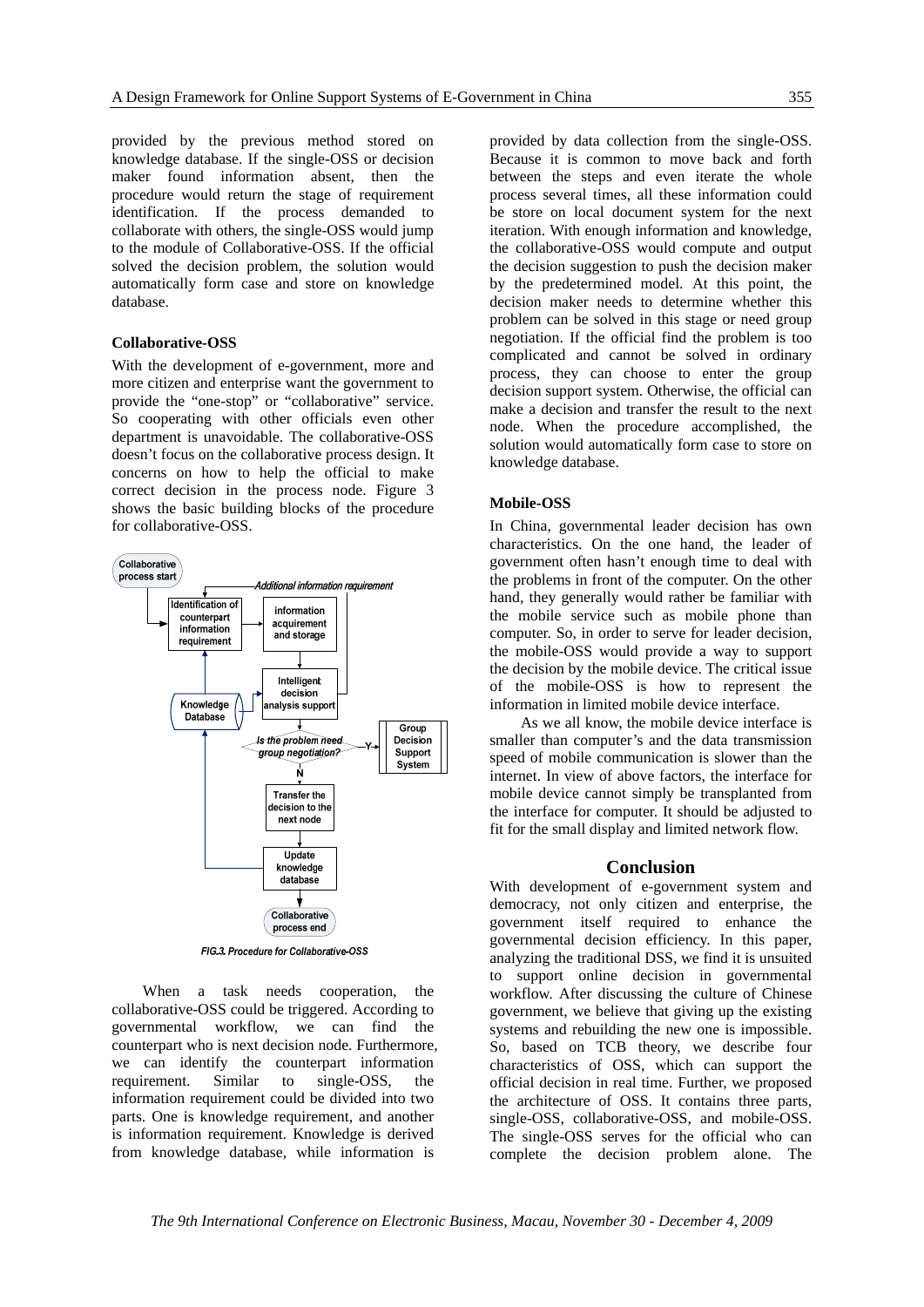provided by the previous method stored on knowledge database. If the single-OSS or decision maker found information absent, then the procedure would return the stage of requirement identification. If the process demanded to collaborate with others, the single-OSS would jump to the module of Collaborative-OSS. If the official solved the decision problem, the solution would automatically form case and store on knowledge database.

#### Collaborative-OSS

With the development of e-government, more and more citizen and enterprise want the government to provide the "one-stop" or "collaborative" service. So cooperating with other officials even other department is unavoidable. The collaborative-OSS doesn't focus on the collaborative process design. It concerns on how to help the official to make correct decision in the process node. Figure 3 shows the basic building blocks of the procedure for collaborative-OSS.

*FIG.3. Procedure for Collaborative-OSS*

When a task needs cooperation, the collaborative-OSS could be triggered. According to governmental workflow, we can find the counterpart who is next decision node. Furthermore, we can identify the counterpart information requirement. Similar to single-OSS, the information requirement could be divided into two parts. One is knowledge requirement, and another is information requirement. Knowledge is derived from knowledge database, while information is provided by data collection from the single-OSS. Because it is common to move back and forth between the steps and even iterate the whole process several times, all these information could be store on local document system for the next iteration. With enough information and knowledge, the collaborative-OSS would compute and output the decision suggestion to push the decision maker by the predetermined model. At this point, the decision maker needs to determine whether this problem can be solved in this stage or need group negotiation. If the official find the problem is too complicated and cannot be solved in ordinary process, they can choose to enter the group decision support system. Otherwise, the official can make a decision and transfer the result to the next node. When the procedure accomplished, the solution would automatically form case to store on knowledge database.

#### Mobile-OSS

In China, governmental leader decision has own characteristics. On the one hand, the leader of government often hasn't enough time to deal with the problems in front of the computer. On the other hand, they generally would rather be familiar with the mobile service such as mobile phone than computer. So, in order to serve for leader decision, the mobile-OSS would provide a way to support the decision by the mobile device. The critical issue of the mobile-OSS is how to represent the information in limited mobile device interface.

As we all know, the mobile device interface is smaller than computer's and the data transmission speed of mobile communication is slower than the internet. In view of above factors, the interface for mobile device cannot simply be transplanted from the interface for computer. It should be adjusted to fit for the small display and limited network flow.

## Conclusion

With development of e-government system and democracy, not only citizen and enterprise, the government itself required to enhance the governmental decision efficiency. In this paper, analyzing the traditional DSS, we find it is unsuited to support online decision in governmental workflow. After discussing the culture of Chinese government, we believe that giving up the existing systems and rebuilding the new one is impossible. So, based on TCB theory, we describe four characteristics of OSS, which can support the official decision in real time. Further, we proposed the architecture of OSS. It contains three parts, single-OSS, collaborative-OSS, and mobile-OSS. The single-OSS serves for the official who can complete the decision problem alone. The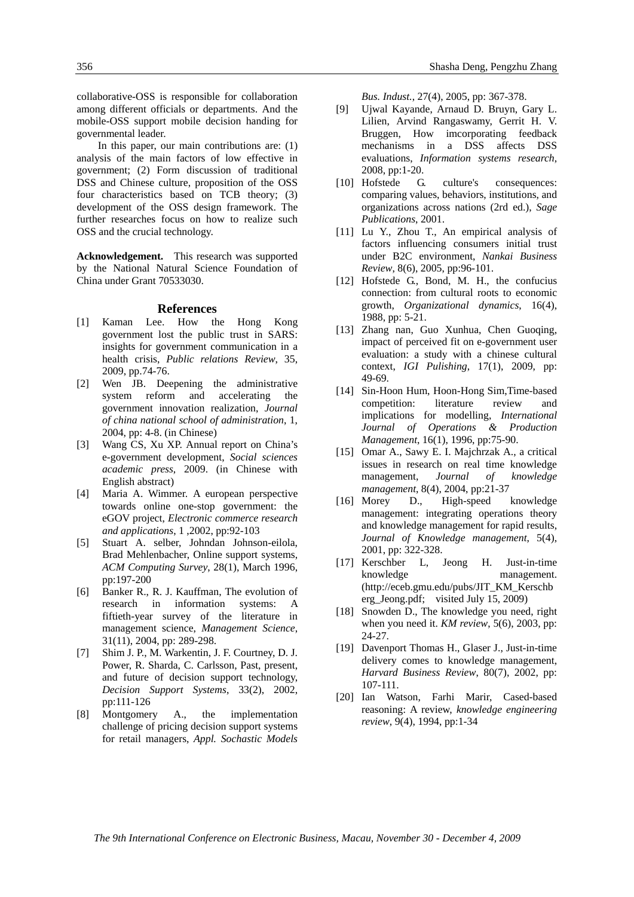collaborative-OSS is responsible for collaboration among different officials or departments. And the mobile-OSS support mobile decision handing for governmental leader.

In this paper, our main contributions are: (1) analysis of the main factors of low effective in government; (2) Form discussion of traditional DSS and Chinese culture, proposition of the OSS four characteristics based on TCB theory; (3) development of the OSS design framework. The further researches focus on how to realize such OSS and the crucial technology.

**Acknowledgement.** This research was supported by the National Natural Science Foundation of China under Grant 70533030.

## References

[1] Kaman Lee. How the Hong Kong government lost the public trust in SARS: insights for government communication in a health crisis, *Public relations Review*, 35, 2009, pp.74-76.

[2] Wen JB. Deepening the administrative system reform and accelerating the government innovation realization, *Journal of china national school of administration*, 1, 2004, pp: 4-8. (in Chinese)

[3] Wang CS, Xu XP. Annual report on China's e-government development, *Social sciences academic press*, 2009. (in Chinese with English abstract)

[4] Maria A. Wimmer. A european perspective towards online one-stop government: the eGOV project, *Electronic commerce research and applications*, 1 ,2002, pp:92-103

[5] Stuart A. selber, Johndan Johnson-eilola, Brad Mehlenbacher, Online support systems, *ACM Computing Survey*, 28(1), March 1996, pp:197-200

[6] Banker R., R. J. Kauffman, The evolution of research in information systems: A fiftieth-year survey of the literature in management science, *Management Science*, 31(11), 2004, pp: 289-298.

[7] Shim J. P., M. Warkentin, J. F. Courtney, D. J. Power, R. Sharda, C. Carlsson, Past, present, and future of decision support technology, *Decision Support Systems*, 33(2), 2002, pp:111-126

[8] Montgomery A., the implementation challenge of pricing decision support systems for retail managers, *Appl. Sochastic Models Bus. Indust.*, 27(4), 2005, pp: 367-378.

[9] Ujwal Kayande, Arnaud D. Bruyn, Gary L. Lilien, Arvind Rangaswamy, Gerrit H. V. Bruggen, How imcorporating feedback mechanisms in a DSS affects DSS evaluations, *Information systems research*, 2008, pp:1-20.

[10] Hofstede G. culture's consequences: comparing values, behaviors, institutions, and organizations across nations (2rd ed.), *Sage Publications*, 2001.

[11] Lu Y., Zhou T., An empirical analysis of factors influencing consumers initial trust under B2C environment, *Nankai Business Review*, 8(6), 2005, pp:96-101.

[12] Hofstede G., Bond, M. H., the confucius connection: from cultural roots to economic growth, *Organizational dynamics*, 16(4), 1988, pp: 5-21.

[13] Zhang nan, Guo Xunhua, Chen Guoqing, impact of perceived fit on e-government user evaluation: a study with a chinese cultural context, *IGI Pulishing*, 17(1), 2009, pp: 49-69.

[14] Sin-Hoon Hum, Hoon-Hong Sim,Time-based competition: literature review and implications for modelling, *International Journal of Operations & Production Management*, 16(1), 1996, pp:75-90.

[15] Omar A., Sawy E. I. Majchrzak A., a critical issues in research on real time knowledge management, *Journal of knowledge management*, 8(4), 2004, pp:21-37

[16] Morey D., High-speed knowledge management: integrating operations theory and knowledge management for rapid results, *Journal of Knowledge management*, 5(4), 2001, pp: 322-328.

[17] Kerschber L, Jeong H. Just-in-time knowledge management. (http://eceb.gmu.edu/pubs/JIT_KM_Kerschberg_Jeong.pdf; visited July 15, 2009)

[18] Snowden D., The knowledge you need, right when you need it. *KM review*, 5(6), 2003, pp: 24-27.

[19] Davenport Thomas H., Glaser J., Just-in-time delivery comes to knowledge management, *Harvard Business Review*, 80(7), 2002, pp: 107-111.

[20] Ian Watson, Farhi Marir, Cased-based reasoning: A review, *knowledge engineering review*, 9(4), 1994, pp:1-34